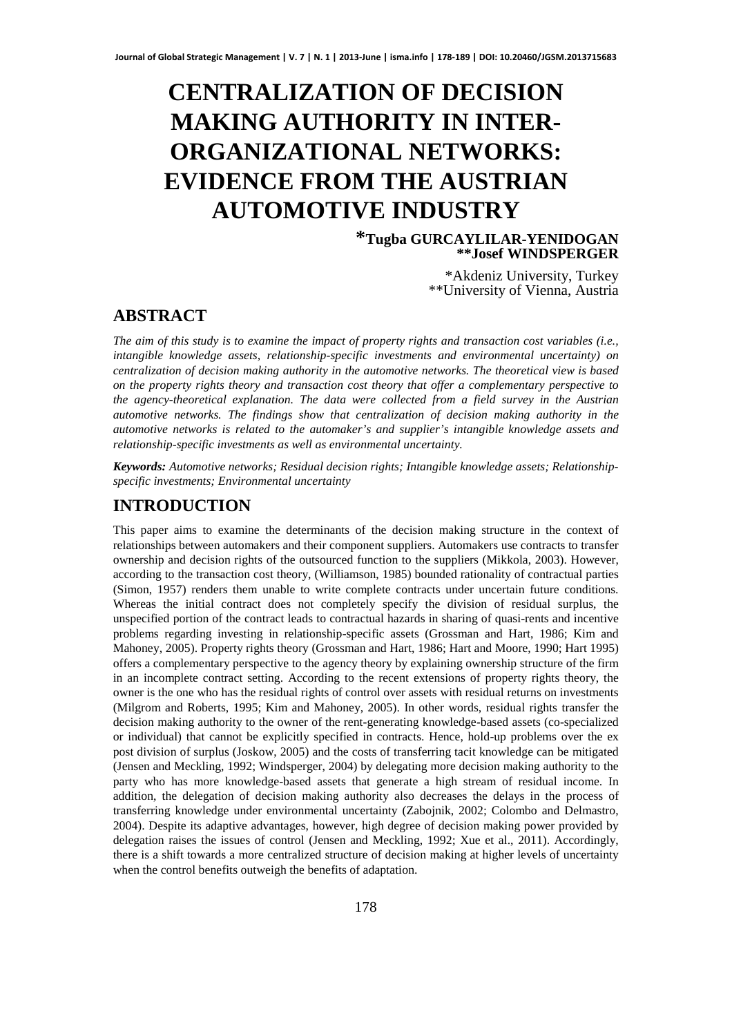# CENTRALIZATION OF DECISION MAKING AUTHORITY IN INTER-ORGANIZATIONAL NETWORKS: EVIDENCE FROM THE AUSTRIAN AUTOMOTIVE INDUSTRY

**\*Tugba GURCAYLILAR-YENIDOGAN**
**\*\*Josef WINDSPERGER**

\*Akdeniz University, Turkey
\*\*University of Vienna, Austria

## ABSTRACT

*The aim of this study is to examine the impact of property rights and transaction cost variables (i.e., intangible knowledge assets, relationship-specific investments and environmental uncertainty) on centralization of decision making authority in the automotive networks. The theoretical view is based on the property rights theory and transaction cost theory that offer a complementary perspective to the agency-theoretical explanation. The data were collected from a field survey in the Austrian automotive networks. The findings show that centralization of decision making authority in the automotive networks is related to the automaker's and supplier's intangible knowledge assets and relationship-specific investments as well as environmental uncertainty.*

***Keywords:*** *Automotive networks; Residual decision rights; Intangible knowledge assets; Relationship-specific investments; Environmental uncertainty*

## INTRODUCTION

This paper aims to examine the determinants of the decision making structure in the context of relationships between automakers and their component suppliers. Automakers use contracts to transfer ownership and decision rights of the outsourced function to the suppliers (Mikkola, 2003). However, according to the transaction cost theory, (Williamson, 1985) bounded rationality of contractual parties (Simon, 1957) renders them unable to write complete contracts under uncertain future conditions. Whereas the initial contract does not completely specify the division of residual surplus, the unspecified portion of the contract leads to contractual hazards in sharing of quasi-rents and incentive problems regarding investing in relationship-specific assets (Grossman and Hart, 1986; Kim and Mahoney, 2005). Property rights theory (Grossman and Hart, 1986; Hart and Moore, 1990; Hart 1995) offers a complementary perspective to the agency theory by explaining ownership structure of the firm in an incomplete contract setting. According to the recent extensions of property rights theory, the owner is the one who has the residual rights of control over assets with residual returns on investments (Milgrom and Roberts, 1995; Kim and Mahoney, 2005). In other words, residual rights transfer the decision making authority to the owner of the rent-generating knowledge-based assets (co-specialized or individual) that cannot be explicitly specified in contracts. Hence, hold-up problems over the ex post division of surplus (Joskow, 2005) and the costs of transferring tacit knowledge can be mitigated (Jensen and Meckling, 1992; Windsperger, 2004) by delegating more decision making authority to the party who has more knowledge-based assets that generate a high stream of residual income. In addition, the delegation of decision making authority also decreases the delays in the process of transferring knowledge under environmental uncertainty (Zabojnik, 2002; Colombo and Delmastro, 2004). Despite its adaptive advantages, however, high degree of decision making power provided by delegation raises the issues of control (Jensen and Meckling, 1992; Xue et al., 2011). Accordingly, there is a shift towards a more centralized structure of decision making at higher levels of uncertainty when the control benefits outweigh the benefits of adaptation.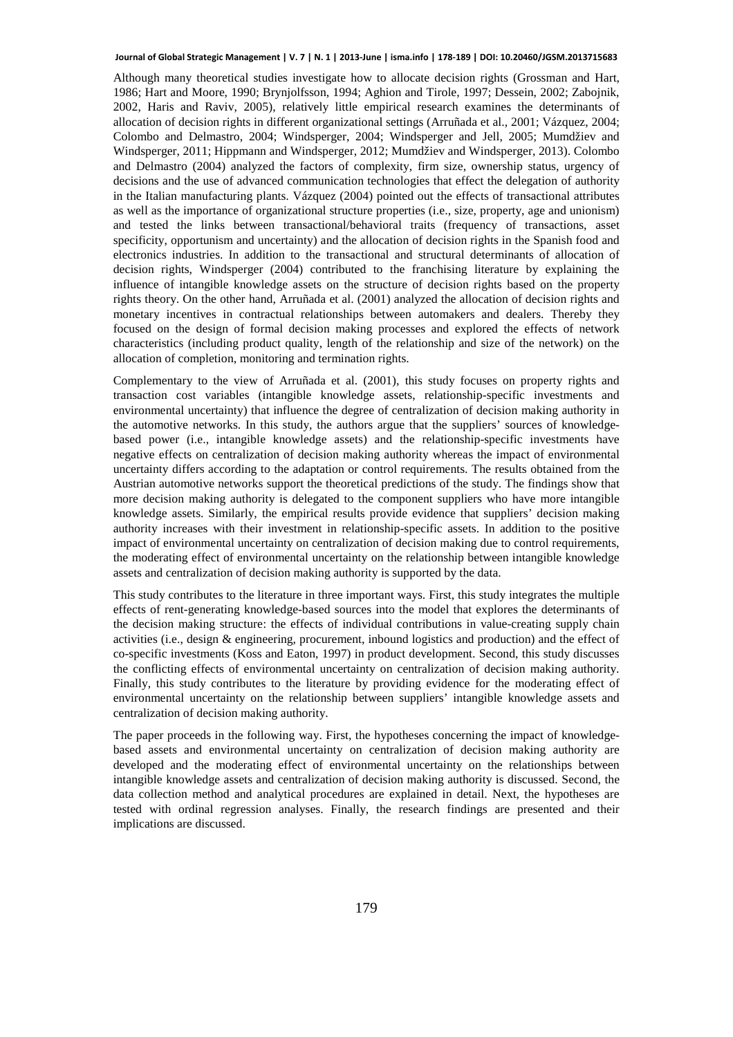Although many theoretical studies investigate how to allocate decision rights (Grossman and Hart, 1986; Hart and Moore, 1990; Brynjolfsson, 1994; Aghion and Tirole, 1997; Dessein, 2002; Zabojnik, 2002, Haris and Raviv, 2005), relatively little empirical research examines the determinants of allocation of decision rights in different organizational settings (Arruñada et al., 2001; Vázquez, 2004; Colombo and Delmastro, 2004; Windsperger, 2004; Windsperger and Jell, 2005; Mumdžiev and Windsperger, 2011; Hippmann and Windsperger, 2012; Mumdžiev and Windsperger, 2013). Colombo and Delmastro (2004) analyzed the factors of complexity, firm size, ownership status, urgency of decisions and the use of advanced communication technologies that effect the delegation of authority in the Italian manufacturing plants. Vázquez (2004) pointed out the effects of transactional attributes as well as the importance of organizational structure properties (i.e., size, property, age and unionism) and tested the links between transactional/behavioral traits (frequency of transactions, asset specificity, opportunism and uncertainty) and the allocation of decision rights in the Spanish food and electronics industries. In addition to the transactional and structural determinants of allocation of decision rights, Windsperger (2004) contributed to the franchising literature by explaining the influence of intangible knowledge assets on the structure of decision rights based on the property rights theory. On the other hand, Arruñada et al. (2001) analyzed the allocation of decision rights and monetary incentives in contractual relationships between automakers and dealers. Thereby they focused on the design of formal decision making processes and explored the effects of network characteristics (including product quality, length of the relationship and size of the network) on the allocation of completion, monitoring and termination rights.

Complementary to the view of Arruñada et al. (2001), this study focuses on property rights and transaction cost variables (intangible knowledge assets, relationship-specific investments and environmental uncertainty) that influence the degree of centralization of decision making authority in the automotive networks. In this study, the authors argue that the suppliers' sources of knowledge-based power (i.e., intangible knowledge assets) and the relationship-specific investments have negative effects on centralization of decision making authority whereas the impact of environmental uncertainty differs according to the adaptation or control requirements. The results obtained from the Austrian automotive networks support the theoretical predictions of the study. The findings show that more decision making authority is delegated to the component suppliers who have more intangible knowledge assets. Similarly, the empirical results provide evidence that suppliers' decision making authority increases with their investment in relationship-specific assets. In addition to the positive impact of environmental uncertainty on centralization of decision making due to control requirements, the moderating effect of environmental uncertainty on the relationship between intangible knowledge assets and centralization of decision making authority is supported by the data.

This study contributes to the literature in three important ways. First, this study integrates the multiple effects of rent-generating knowledge-based sources into the model that explores the determinants of the decision making structure: the effects of individual contributions in value-creating supply chain activities (i.e., design & engineering, procurement, inbound logistics and production) and the effect of co-specific investments (Koss and Eaton, 1997) in product development. Second, this study discusses the conflicting effects of environmental uncertainty on centralization of decision making authority. Finally, this study contributes to the literature by providing evidence for the moderating effect of environmental uncertainty on the relationship between suppliers' intangible knowledge assets and centralization of decision making authority.

The paper proceeds in the following way. First, the hypotheses concerning the impact of knowledge-based assets and environmental uncertainty on centralization of decision making authority are developed and the moderating effect of environmental uncertainty on the relationships between intangible knowledge assets and centralization of decision making authority is discussed. Second, the data collection method and analytical procedures are explained in detail. Next, the hypotheses are tested with ordinal regression analyses. Finally, the research findings are presented and their implications are discussed.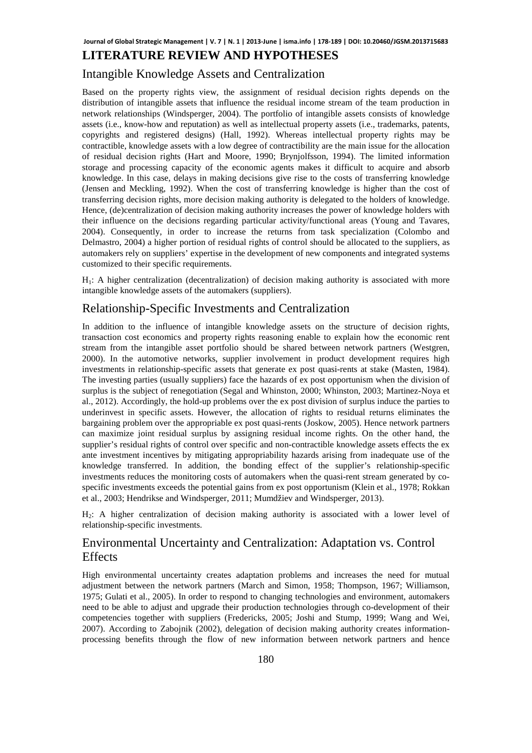## LITERATURE REVIEW AND HYPOTHESES

### Intangible Knowledge Assets and Centralization

Based on the property rights view, the assignment of residual decision rights depends on the distribution of intangible assets that influence the residual income stream of the team production in network relationships (Windsperger, 2004). The portfolio of intangible assets consists of knowledge assets (i.e., know-how and reputation) as well as intellectual property assets (i.e., trademarks, patents, copyrights and registered designs) (Hall, 1992). Whereas intellectual property rights may be contractible, knowledge assets with a low degree of contractibility are the main issue for the allocation of residual decision rights (Hart and Moore, 1990; Brynjolfsson, 1994). The limited information storage and processing capacity of the economic agents makes it difficult to acquire and absorb knowledge. In this case, delays in making decisions give rise to the costs of transferring knowledge (Jensen and Meckling, 1992). When the cost of transferring knowledge is higher than the cost of transferring decision rights, more decision making authority is delegated to the holders of knowledge. Hence, (de)centralization of decision making authority increases the power of knowledge holders with their influence on the decisions regarding particular activity/functional areas (Young and Tavares, 2004). Consequently, in order to increase the returns from task specialization (Colombo and Delmastro, 2004) a higher portion of residual rights of control should be allocated to the suppliers, as automakers rely on suppliers' expertise in the development of new components and integrated systems customized to their specific requirements.

$H_1$: A higher centralization (decentralization) of decision making authority is associated with more intangible knowledge assets of the automakers (suppliers).

### Relationship-Specific Investments and Centralization

In addition to the influence of intangible knowledge assets on the structure of decision rights, transaction cost economics and property rights reasoning enable to explain how the economic rent stream from the intangible asset portfolio should be shared between network partners (Westgren, 2000). In the automotive networks, supplier involvement in product development requires high investments in relationship-specific assets that generate ex post quasi-rents at stake (Masten, 1984). The investing parties (usually suppliers) face the hazards of ex post opportunism when the division of surplus is the subject of renegotiation (Segal and Whinston, 2000; Whinston, 2003; Martinez-Noya et al., 2012). Accordingly, the hold-up problems over the ex post division of surplus induce the parties to underinvest in specific assets. However, the allocation of rights to residual returns eliminates the bargaining problem over the appropriable ex post quasi-rents (Joskow, 2005). Hence network partners can maximize joint residual surplus by assigning residual income rights. On the other hand, the supplier's residual rights of control over specific and non-contractible knowledge assets effects the ex ante investment incentives by mitigating appropriability hazards arising from inadequate use of the knowledge transferred. In addition, the bonding effect of the supplier's relationship-specific investments reduces the monitoring costs of automakers when the quasi-rent stream generated by co-specific investments exceeds the potential gains from ex post opportunism (Klein et al., 1978; Rokkan et al., 2003; Hendrikse and Windsperger, 2011; Mumdžiev and Windsperger, 2013).

$H_2$: A higher centralization of decision making authority is associated with a lower level of relationship-specific investments.

### Environmental Uncertainty and Centralization: Adaptation vs. Control Effects

High environmental uncertainty creates adaptation problems and increases the need for mutual adjustment between the network partners (March and Simon, 1958; Thompson, 1967; Williamson, 1975; Gulati et al., 2005). In order to respond to changing technologies and environment, automakers need to be able to adjust and upgrade their production technologies through co-development of their competencies together with suppliers (Fredericks, 2005; Joshi and Stump, 1999; Wang and Wei, 2007). According to Zabojnik (2002), delegation of decision making authority creates information-processing benefits through the flow of new information between network partners and hence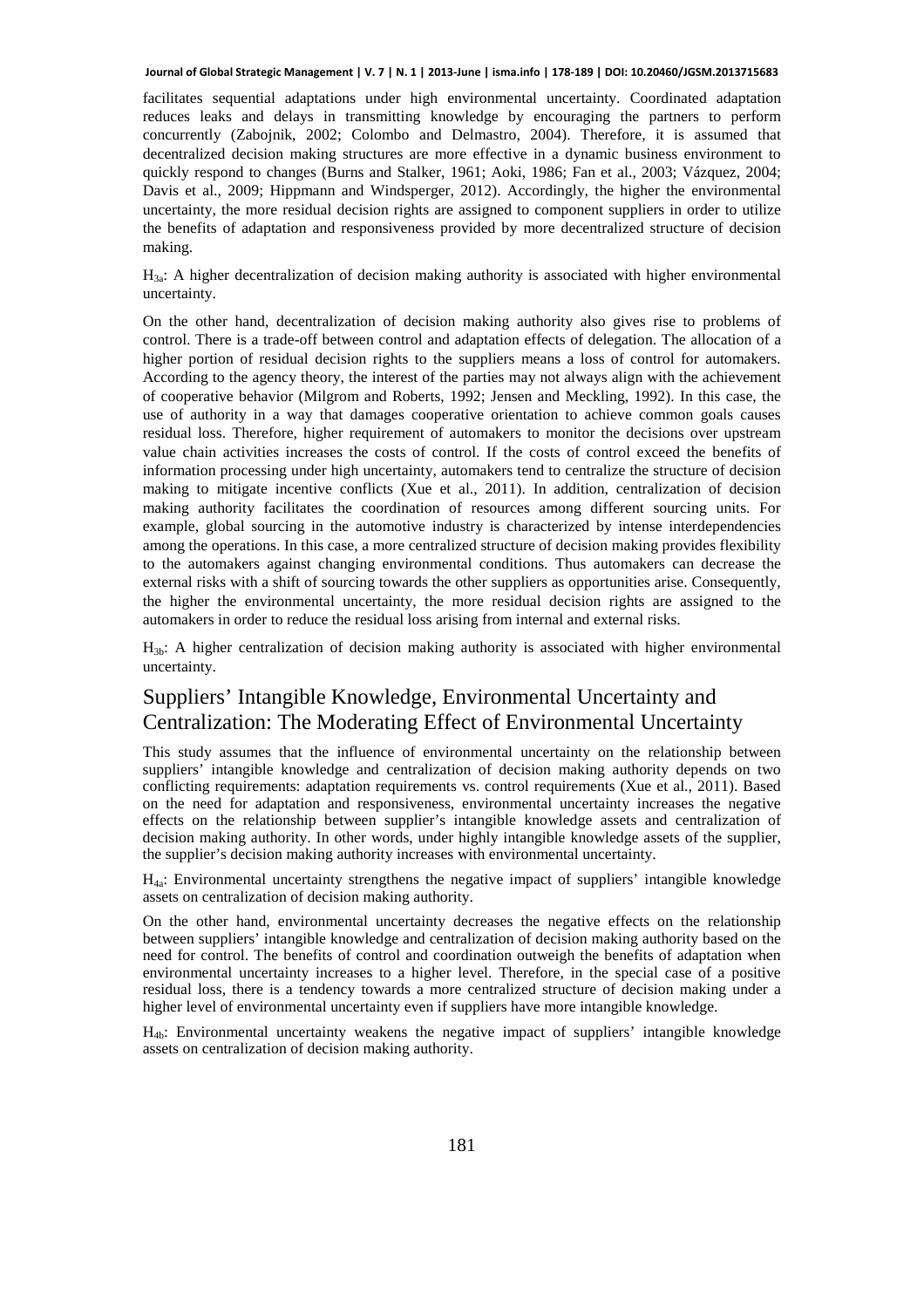facilitates sequential adaptations under high environmental uncertainty. Coordinated adaptation reduces leaks and delays in transmitting knowledge by encouraging the partners to perform concurrently (Zabojnik, 2002; Colombo and Delmastro, 2004). Therefore, it is assumed that decentralized decision making structures are more effective in a dynamic business environment to quickly respond to changes (Burns and Stalker, 1961; Aoki, 1986; Fan et al., 2003; Vázquez, 2004; Davis et al., 2009; Hippmann and Windsperger, 2012). Accordingly, the higher the environmental uncertainty, the more residual decision rights are assigned to component suppliers in order to utilize the benefits of adaptation and responsiveness provided by more decentralized structure of decision making.

$H_{3a}$: A higher decentralization of decision making authority is associated with higher environmental uncertainty.

On the other hand, decentralization of decision making authority also gives rise to problems of control. There is a trade-off between control and adaptation effects of delegation. The allocation of a higher portion of residual decision rights to the suppliers means a loss of control for automakers. According to the agency theory, the interest of the parties may not always align with the achievement of cooperative behavior (Milgrom and Roberts, 1992; Jensen and Meckling, 1992). In this case, the use of authority in a way that damages cooperative orientation to achieve common goals causes residual loss. Therefore, higher requirement of automakers to monitor the decisions over upstream value chain activities increases the costs of control. If the costs of control exceed the benefits of information processing under high uncertainty, automakers tend to centralize the structure of decision making to mitigate incentive conflicts (Xue et al., 2011). In addition, centralization of decision making authority facilitates the coordination of resources among different sourcing units. For example, global sourcing in the automotive industry is characterized by intense interdependencies among the operations. In this case, a more centralized structure of decision making provides flexibility to the automakers against changing environmental conditions. Thus automakers can decrease the external risks with a shift of sourcing towards the other suppliers as opportunities arise. Consequently, the higher the environmental uncertainty, the more residual decision rights are assigned to the automakers in order to reduce the residual loss arising from internal and external risks.

$H_{3b}$: A higher centralization of decision making authority is associated with higher environmental uncertainty.

## Suppliers' Intangible Knowledge, Environmental Uncertainty and Centralization: The Moderating Effect of Environmental Uncertainty

This study assumes that the influence of environmental uncertainty on the relationship between suppliers' intangible knowledge and centralization of decision making authority depends on two conflicting requirements: adaptation requirements vs. control requirements (Xue et al., 2011). Based on the need for adaptation and responsiveness, environmental uncertainty increases the negative effects on the relationship between supplier's intangible knowledge assets and centralization of decision making authority. In other words, under highly intangible knowledge assets of the supplier, the supplier's decision making authority increases with environmental uncertainty.

$H_{4a}$: Environmental uncertainty strengthens the negative impact of suppliers' intangible knowledge assets on centralization of decision making authority.

On the other hand, environmental uncertainty decreases the negative effects on the relationship between suppliers' intangible knowledge and centralization of decision making authority based on the need for control. The benefits of control and coordination outweigh the benefits of adaptation when environmental uncertainty increases to a higher level. Therefore, in the special case of a positive residual loss, there is a tendency towards a more centralized structure of decision making under a higher level of environmental uncertainty even if suppliers have more intangible knowledge.

$H_{4b}$: Environmental uncertainty weakens the negative impact of suppliers' intangible knowledge assets on centralization of decision making authority.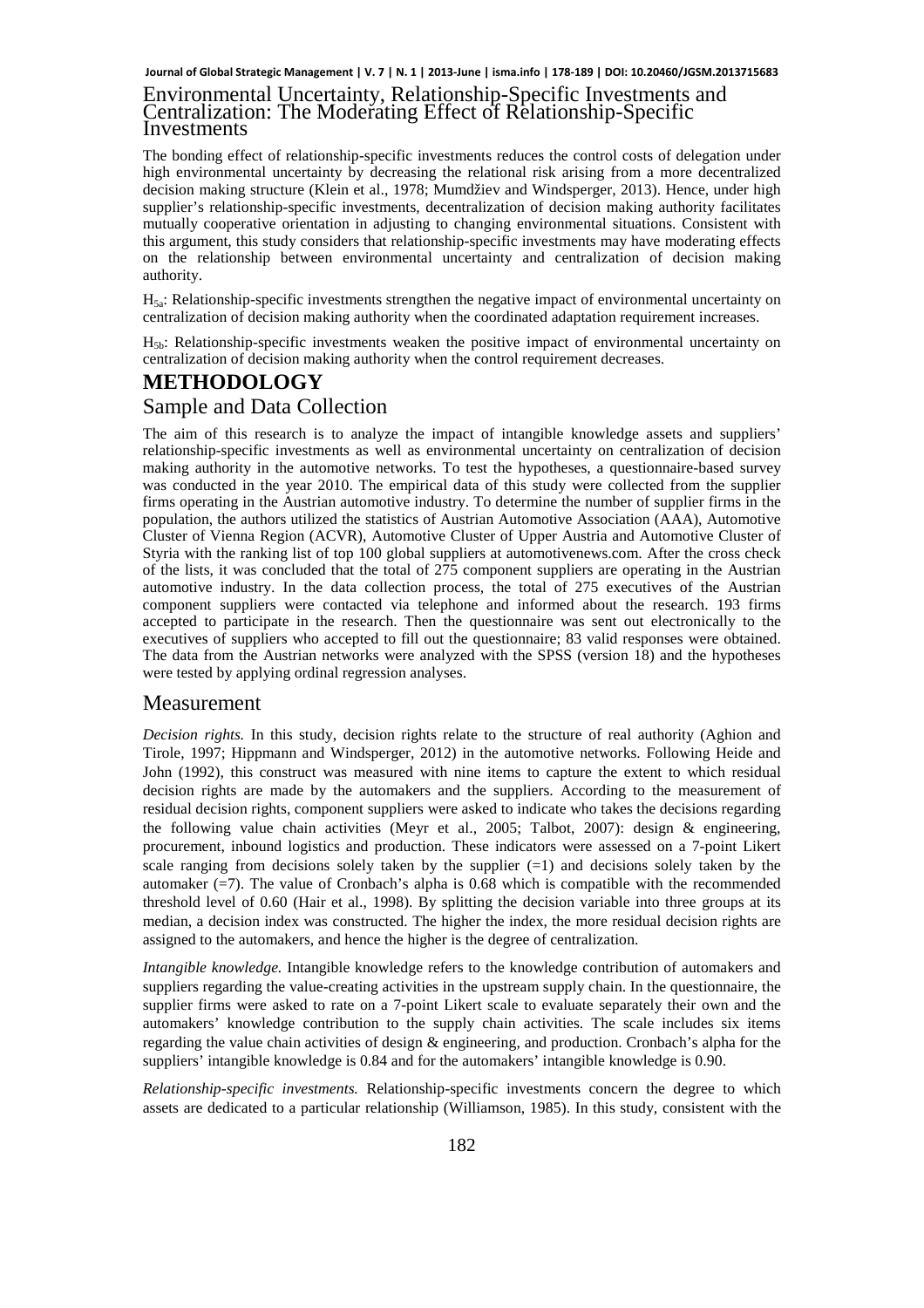## Environmental Uncertainty, Relationship-Specific Investments and Centralization: The Moderating Effect of Relationship-Specific Investments

The bonding effect of relationship-specific investments reduces the control costs of delegation under high environmental uncertainty by decreasing the relational risk arising from a more decentralized decision making structure (Klein et al., 1978; Mumdžiev and Windsperger, 2013). Hence, under high supplier's relationship-specific investments, decentralization of decision making authority facilitates mutually cooperative orientation in adjusting to changing environmental situations. Consistent with this argument, this study considers that relationship-specific investments may have moderating effects on the relationship between environmental uncertainty and centralization of decision making authority.

$H_{5a}$: Relationship-specific investments strengthen the negative impact of environmental uncertainty on centralization of decision making authority when the coordinated adaptation requirement increases.

$H_{5b}$: Relationship-specific investments weaken the positive impact of environmental uncertainty on centralization of decision making authority when the control requirement decreases.

# METHODOLOGY

## Sample and Data Collection

The aim of this research is to analyze the impact of intangible knowledge assets and suppliers' relationship-specific investments as well as environmental uncertainty on centralization of decision making authority in the automotive networks. To test the hypotheses, a questionnaire-based survey was conducted in the year 2010. The empirical data of this study were collected from the supplier firms operating in the Austrian automotive industry. To determine the number of supplier firms in the population, the authors utilized the statistics of Austrian Automotive Association (AAA), Automotive Cluster of Vienna Region (ACVR), Automotive Cluster of Upper Austria and Automotive Cluster of Styria with the ranking list of top 100 global suppliers at automotivenews.com. After the cross check of the lists, it was concluded that the total of 275 component suppliers are operating in the Austrian automotive industry. In the data collection process, the total of 275 executives of the Austrian component suppliers were contacted via telephone and informed about the research. 193 firms accepted to participate in the research. Then the questionnaire was sent out electronically to the executives of suppliers who accepted to fill out the questionnaire; 83 valid responses were obtained. The data from the Austrian networks were analyzed with the SPSS (version 18) and the hypotheses were tested by applying ordinal regression analyses.

## Measurement

*Decision rights.* In this study, decision rights relate to the structure of real authority (Aghion and Tirole, 1997; Hippmann and Windsperger, 2012) in the automotive networks. Following Heide and John (1992), this construct was measured with nine items to capture the extent to which residual decision rights are made by the automakers and the suppliers. According to the measurement of residual decision rights, component suppliers were asked to indicate who takes the decisions regarding the following value chain activities (Meyr et al., 2005; Talbot, 2007): design & engineering, procurement, inbound logistics and production. These indicators were assessed on a 7-point Likert scale ranging from decisions solely taken by the supplier (=1) and decisions solely taken by the automaker (=7). The value of Cronbach's alpha is 0.68 which is compatible with the recommended threshold level of 0.60 (Hair et al., 1998). By splitting the decision variable into three groups at its median, a decision index was constructed. The higher the index, the more residual decision rights are assigned to the automakers, and hence the higher is the degree of centralization.

*Intangible knowledge.* Intangible knowledge refers to the knowledge contribution of automakers and suppliers regarding the value-creating activities in the upstream supply chain. In the questionnaire, the supplier firms were asked to rate on a 7-point Likert scale to evaluate separately their own and the automakers' knowledge contribution to the supply chain activities. The scale includes six items regarding the value chain activities of design & engineering, and production. Cronbach's alpha for the suppliers' intangible knowledge is 0.84 and for the automakers' intangible knowledge is 0.90.

*Relationship-specific investments.* Relationship-specific investments concern the degree to which assets are dedicated to a particular relationship (Williamson, 1985). In this study, consistent with the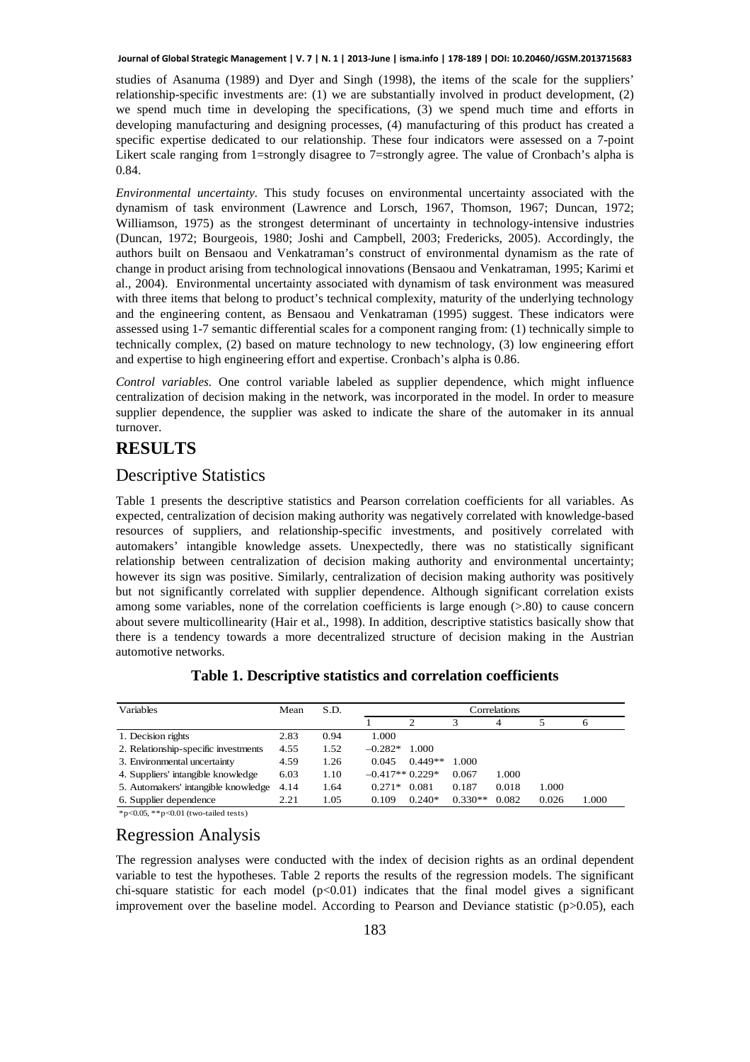studies of Asanuma (1989) and Dyer and Singh (1998), the items of the scale for the suppliers' relationship-specific investments are: (1) we are substantially involved in product development, (2) we spend much time in developing the specifications, (3) we spend much time and efforts in developing manufacturing and designing processes, (4) manufacturing of this product has created a specific expertise dedicated to our relationship. These four indicators were assessed on a 7-point Likert scale ranging from 1=strongly disagree to 7=strongly agree. The value of Cronbach's alpha is 0.84.

*Environmental uncertainty.* This study focuses on environmental uncertainty associated with the dynamism of task environment (Lawrence and Lorsch, 1967, Thomson, 1967; Duncan, 1972; Williamson, 1975) as the strongest determinant of uncertainty in technology-intensive industries (Duncan, 1972; Bourgeois, 1980; Joshi and Campbell, 2003; Fredericks, 2005). Accordingly, the authors built on Bensaou and Venkatraman's construct of environmental dynamism as the rate of change in product arising from technological innovations (Bensaou and Venkatraman, 1995; Karimi et al., 2004). Environmental uncertainty associated with dynamism of task environment was measured with three items that belong to product's technical complexity, maturity of the underlying technology and the engineering content, as Bensaou and Venkatraman (1995) suggest. These indicators were assessed using 1-7 semantic differential scales for a component ranging from: (1) technically simple to technically complex, (2) based on mature technology to new technology, (3) low engineering effort and expertise to high engineering effort and expertise. Cronbach's alpha is 0.86.

*Control variables.* One control variable labeled as supplier dependence, which might influence centralization of decision making in the network, was incorporated in the model. In order to measure supplier dependence, the supplier was asked to indicate the share of the automaker in its annual turnover.

# RESULTS

## Descriptive Statistics

Table 1 presents the descriptive statistics and Pearson correlation coefficients for all variables. As expected, centralization of decision making authority was negatively correlated with knowledge-based resources of suppliers, and relationship-specific investments, and positively correlated with automakers' intangible knowledge assets. Unexpectedly, there was no statistically significant relationship between centralization of decision making authority and environmental uncertainty; however its sign was positive. Similarly, centralization of decision making authority was positively but not significantly correlated with supplier dependence. Although significant correlation exists among some variables, none of the correlation coefficients is large enough (>.80) to cause concern about severe multicollinearity (Hair et al., 1998). In addition, descriptive statistics basically show that there is a tendency towards a more decentralized structure of decision making in the Austrian automotive networks.

**Table 1. Descriptive statistics and correlation coefficients**

| Variables | Mean | S.D. | Correlations | | | | | |
|---|---|---|---|---|---|---|---|---|
| | | | 1 | 2 | 3 | 4 | 5 | 6 |
| 1. Decision rights | 2.83 | 0.94 | 1.000 | | | | | |
| 2. Relationship-specific investments | 4.55 | 1.52 | −0.282* | 1.000 | | | | |
| 3. Environmental uncertainty | 4.59 | 1.26 | 0.045 | 0.449** | 1.000 | | | |
| 4. Suppliers' intangible knowledge | 6.03 | 1.10 | −0.417** | 0.229* | 0.067 | 1.000 | | |
| 5. Automakers' intangible knowledge | 4.14 | 1.64 | 0.271* | 0.081 | 0.187 | 0.018 | 1.000 | |
| 6. Supplier dependence | 2.21 | 1.05 | 0.109 | 0.240* | 0.330** | 0.082 | 0.026 | 1.000 |

*p<0.05, **p<0.01 (two-tailed tests)

## Regression Analysis

The regression analyses were conducted with the index of decision rights as an ordinal dependent variable to test the hypotheses. Table 2 reports the results of the regression models. The significant chi-square statistic for each model ($p<0.01$) indicates that the final model gives a significant improvement over the baseline model. According to Pearson and Deviance statistic ($p>0.05$), each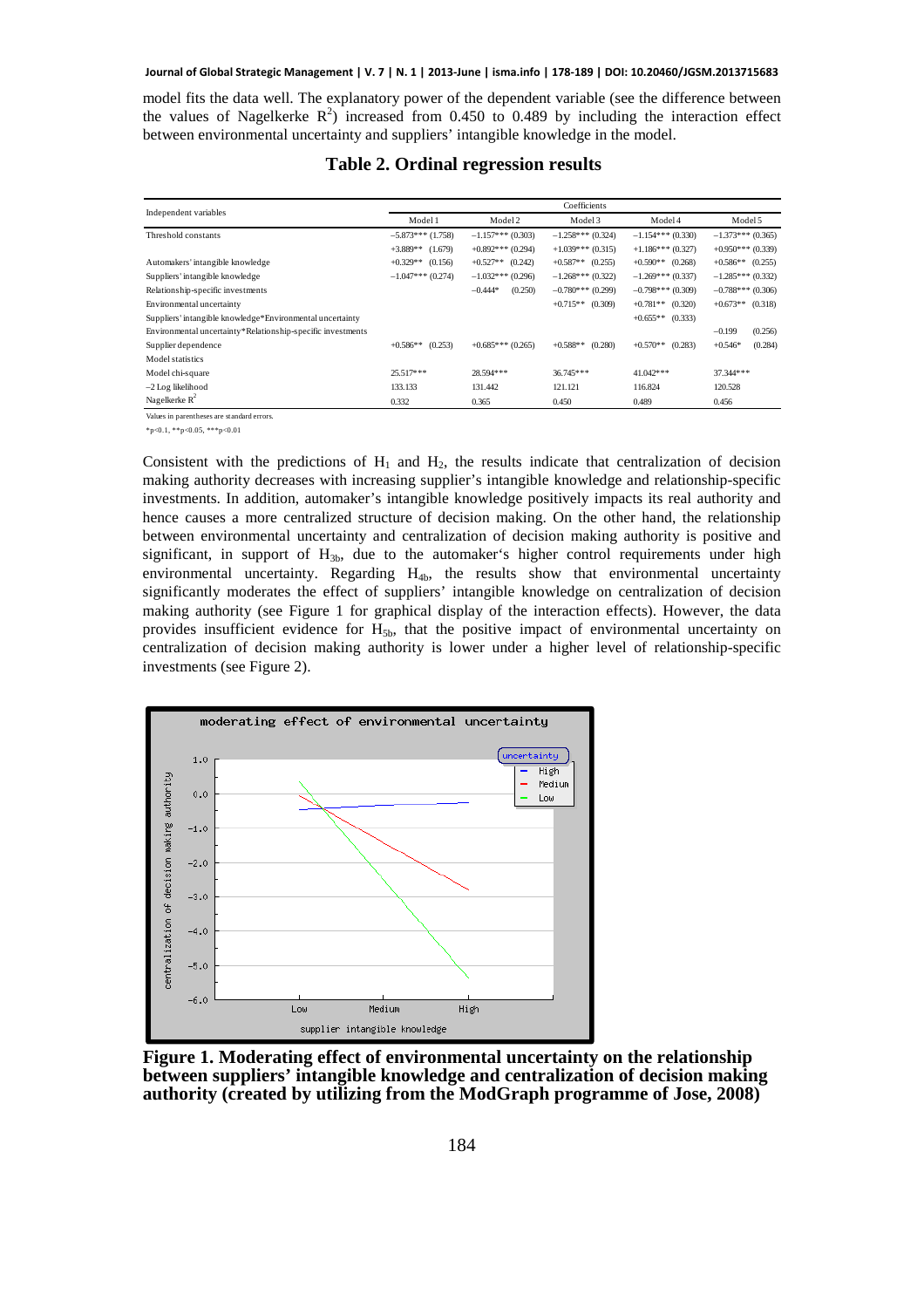model fits the data well. The explanatory power of the dependent variable (see the difference between the values of Nagelkerke $R^2$) increased from 0.450 to 0.489 by including the interaction effect between environmental uncertainty and suppliers' intangible knowledge in the model.

## Table 2. Ordinal regression results

| Independent variables | Coefficients | | | | |
|---|---|---|---|---|---|
| | Model 1 | Model 2 | Model 3 | Model 4 | Model 5 |
| Threshold constants | −5.873*** (1.758) | −1.157*** (0.303) | −1.258*** (0.324) | −1.154*** (0.330) | −1.373*** (0.365) |
| | +3.889** (1.679) | +0.892*** (0.294) | +1.039*** (0.315) | +1.186*** (0.327) | +0.950*** (0.339) |
| Automakers' intangible knowledge | +0.329** (0.156) | +0.527** (0.242) | +0.587** (0.255) | +0.590** (0.268) | +0.586** (0.255) |
| Suppliers' intangible knowledge | −1.047*** (0.274) | −1.032*** (0.296) | −1.268*** (0.322) | −1.269*** (0.337) | −1.285*** (0.332) |
| Relationship-specific investments | | −0.444* (0.250) | −0.780*** (0.299) | −0.798*** (0.309) | −0.788*** (0.306) |
| Environmental uncertainty | | | +0.715** (0.309) | +0.781** (0.320) | +0.673** (0.318) |
| Suppliers' intangible knowledge*Environmental uncertainty | | | | +0.655** (0.333) | |
| Environmental uncertainty*Relationship-specific investments | | | | | −0.199 (0.256) |
| Supplier dependence | +0.586** (0.253) | +0.685*** (0.265) | +0.588** (0.280) | +0.570** (0.283) | +0.546* (0.284) |
| Model statistics | | | | | |
| Model chi-square | 25.517*** | 28.594*** | 36.745*** | 41.042*** | 37.344*** |
| −2 Log likelihood | 133.133 | 131.442 | 121.121 | 116.824 | 120.528 |
| Nagelkerke $R^2$ | 0.332 | 0.365 | 0.450 | 0.489 | 0.456 |

Values in parentheses are standard errors.

*$p<0.1$, **$p<0.05$, ***$p<0.01$

Consistent with the predictions of $H_1$ and $H_2$, the results indicate that centralization of decision making authority decreases with increasing supplier's intangible knowledge and relationship-specific investments. In addition, automaker's intangible knowledge positively impacts its real authority and hence causes a more centralized structure of decision making. On the other hand, the relationship between environmental uncertainty and centralization of decision making authority is positive and significant, in support of $H_{3b}$, due to the automaker's higher control requirements under high environmental uncertainty. Regarding $H_{4b}$, the results show that environmental uncertainty significantly moderates the effect of suppliers' intangible knowledge on centralization of decision making authority (see Figure 1 for graphical display of the interaction effects). However, the data provides insufficient evidence for $H_{5b}$, that the positive impact of environmental uncertainty on centralization of decision making authority is lower under a higher level of relationship-specific investments (see Figure 2).

**Figure 1. Moderating effect of environmental uncertainty on the relationship between suppliers' intangible knowledge and centralization of decision making authority (created by utilizing from the ModGraph programme of Jose, 2008)**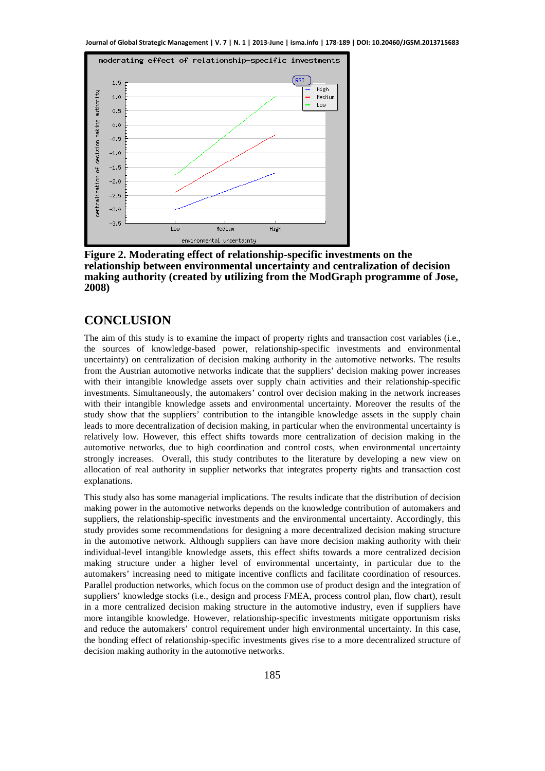**Figure 2. Moderating effect of relationship-specific investments on the relationship between environmental uncertainty and centralization of decision making authority (created by utilizing from the ModGraph programme of Jose, 2008)**

## CONCLUSION

The aim of this study is to examine the impact of property rights and transaction cost variables (i.e., the sources of knowledge-based power, relationship-specific investments and environmental uncertainty) on centralization of decision making authority in the automotive networks. The results from the Austrian automotive networks indicate that the suppliers' decision making power increases with their intangible knowledge assets over supply chain activities and their relationship-specific investments. Simultaneously, the automakers' control over decision making in the network increases with their intangible knowledge assets and environmental uncertainty. Moreover the results of the study show that the suppliers' contribution to the intangible knowledge assets in the supply chain leads to more decentralization of decision making, in particular when the environmental uncertainty is relatively low. However, this effect shifts towards more centralization of decision making in the automotive networks, due to high coordination and control costs, when environmental uncertainty strongly increases. Overall, this study contributes to the literature by developing a new view on allocation of real authority in supplier networks that integrates property rights and transaction cost explanations.

This study also has some managerial implications. The results indicate that the distribution of decision making power in the automotive networks depends on the knowledge contribution of automakers and suppliers, the relationship-specific investments and the environmental uncertainty. Accordingly, this study provides some recommendations for designing a more decentralized decision making structure in the automotive network. Although suppliers can have more decision making authority with their individual-level intangible knowledge assets, this effect shifts towards a more centralized decision making structure under a higher level of environmental uncertainty, in particular due to the automakers' increasing need to mitigate incentive conflicts and facilitate coordination of resources. Parallel production networks, which focus on the common use of product design and the integration of suppliers' knowledge stocks (i.e., design and process FMEA, process control plan, flow chart), result in a more centralized decision making structure in the automotive industry, even if suppliers have more intangible knowledge. However, relationship-specific investments mitigate opportunism risks and reduce the automakers' control requirement under high environmental uncertainty. In this case, the bonding effect of relationship-specific investments gives rise to a more decentralized structure of decision making authority in the automotive networks.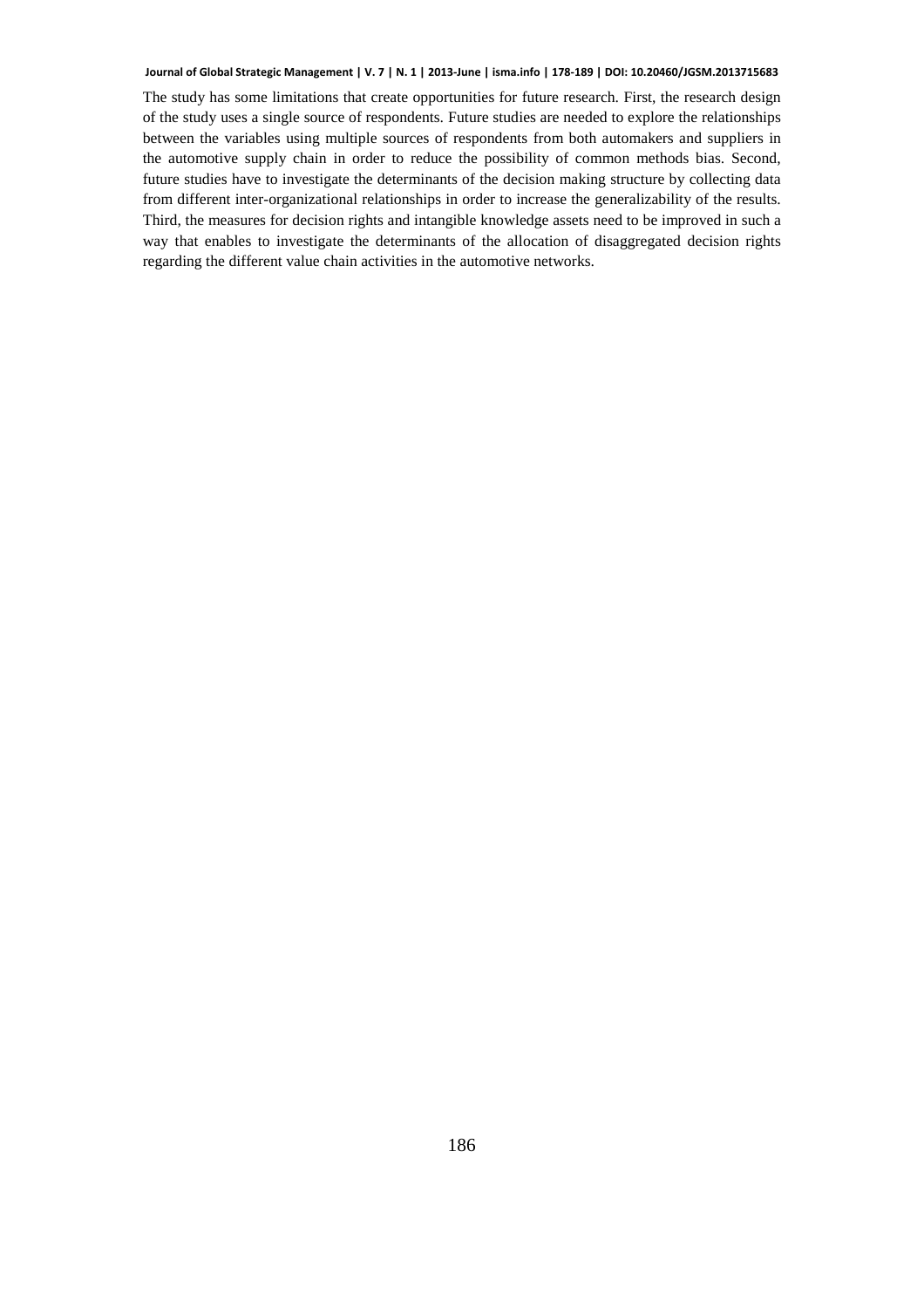The study has some limitations that create opportunities for future research. First, the research design of the study uses a single source of respondents. Future studies are needed to explore the relationships between the variables using multiple sources of respondents from both automakers and suppliers in the automotive supply chain in order to reduce the possibility of common methods bias. Second, future studies have to investigate the determinants of the decision making structure by collecting data from different inter-organizational relationships in order to increase the generalizability of the results. Third, the measures for decision rights and intangible knowledge assets need to be improved in such a way that enables to investigate the determinants of the allocation of disaggregated decision rights regarding the different value chain activities in the automotive networks.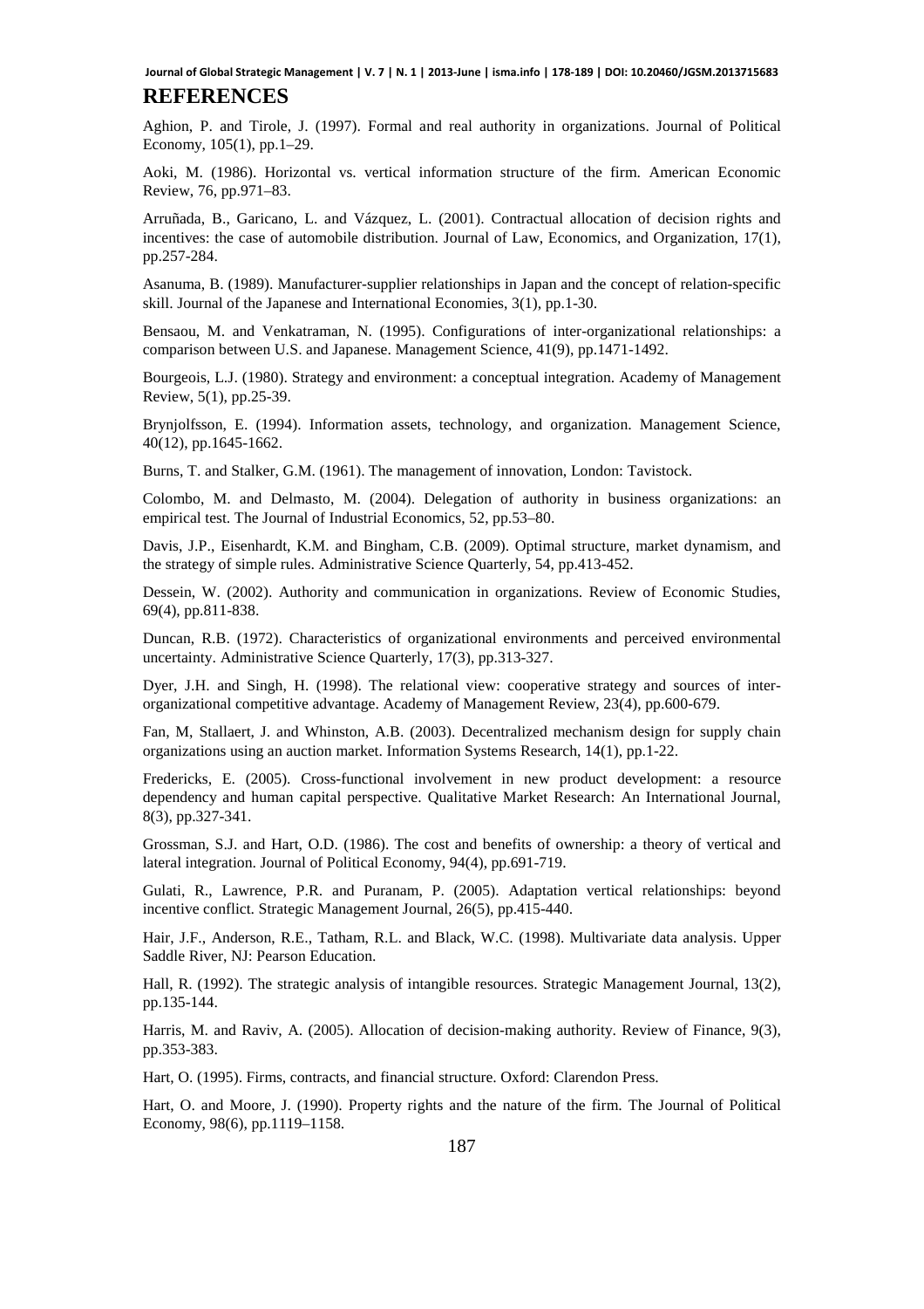## REFERENCES

Aghion, P. and Tirole, J. (1997). Formal and real authority in organizations. Journal of Political Economy, 105(1), pp.1–29.

Aoki, M. (1986). Horizontal vs. vertical information structure of the firm. American Economic Review, 76, pp.971–83.

Arruñada, B., Garicano, L. and Vázquez, L. (2001). Contractual allocation of decision rights and incentives: the case of automobile distribution. Journal of Law, Economics, and Organization, 17(1), pp.257-284.

Asanuma, B. (1989). Manufacturer-supplier relationships in Japan and the concept of relation-specific skill. Journal of the Japanese and International Economies, 3(1), pp.1-30.

Bensaou, M. and Venkatraman, N. (1995). Configurations of inter-organizational relationships: a comparison between U.S. and Japanese. Management Science, 41(9), pp.1471-1492.

Bourgeois, L.J. (1980). Strategy and environment: a conceptual integration. Academy of Management Review, 5(1), pp.25-39.

Brynjolfsson, E. (1994). Information assets, technology, and organization. Management Science, 40(12), pp.1645-1662.

Burns, T. and Stalker, G.M. (1961). The management of innovation, London: Tavistock.

Colombo, M. and Delmasto, M. (2004). Delegation of authority in business organizations: an empirical test. The Journal of Industrial Economics, 52, pp.53–80.

Davis, J.P., Eisenhardt, K.M. and Bingham, C.B. (2009). Optimal structure, market dynamism, and the strategy of simple rules. Administrative Science Quarterly, 54, pp.413-452.

Dessein, W. (2002). Authority and communication in organizations. Review of Economic Studies, 69(4), pp.811-838.

Duncan, R.B. (1972). Characteristics of organizational environments and perceived environmental uncertainty. Administrative Science Quarterly, 17(3), pp.313-327.

Dyer, J.H. and Singh, H. (1998). The relational view: cooperative strategy and sources of inter-organizational competitive advantage. Academy of Management Review, 23(4), pp.600-679.

Fan, M, Stallaert, J. and Whinston, A.B. (2003). Decentralized mechanism design for supply chain organizations using an auction market. Information Systems Research, 14(1), pp.1-22.

Fredericks, E. (2005). Cross-functional involvement in new product development: a resource dependency and human capital perspective. Qualitative Market Research: An International Journal, 8(3), pp.327-341.

Grossman, S.J. and Hart, O.D. (1986). The cost and benefits of ownership: a theory of vertical and lateral integration. Journal of Political Economy, 94(4), pp.691-719.

Gulati, R., Lawrence, P.R. and Puranam, P. (2005). Adaptation vertical relationships: beyond incentive conflict. Strategic Management Journal, 26(5), pp.415-440.

Hair, J.F., Anderson, R.E., Tatham, R.L. and Black, W.C. (1998). Multivariate data analysis. Upper Saddle River, NJ: Pearson Education.

Hall, R. (1992). The strategic analysis of intangible resources. Strategic Management Journal, 13(2), pp.135-144.

Harris, M. and Raviv, A. (2005). Allocation of decision-making authority. Review of Finance, 9(3), pp.353-383.

Hart, O. (1995). Firms, contracts, and financial structure. Oxford: Clarendon Press.

Hart, O. and Moore, J. (1990). Property rights and the nature of the firm. The Journal of Political Economy, 98(6), pp.1119–1158.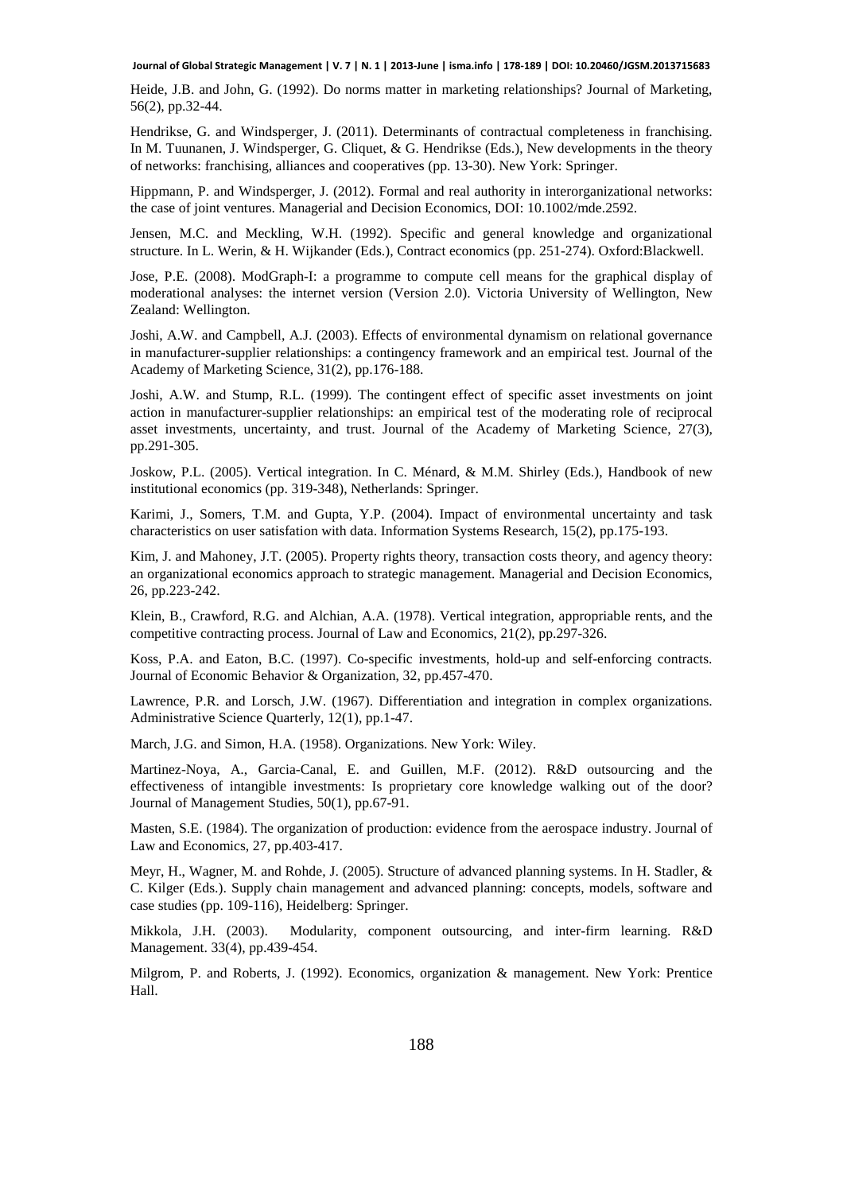Heide, J.B. and John, G. (1992). Do norms matter in marketing relationships? Journal of Marketing, 56(2), pp.32-44.

Hendrikse, G. and Windsperger, J. (2011). Determinants of contractual completeness in franchising. In M. Tuunanen, J. Windsperger, G. Cliquet, & G. Hendrikse (Eds.), New developments in the theory of networks: franchising, alliances and cooperatives (pp. 13-30). New York: Springer.

Hippmann, P. and Windsperger, J. (2012). Formal and real authority in interorganizational networks: the case of joint ventures. Managerial and Decision Economics, DOI: 10.1002/mde.2592.

Jensen, M.C. and Meckling, W.H. (1992). Specific and general knowledge and organizational structure. In L. Werin, & H. Wijkander (Eds.), Contract economics (pp. 251-274). Oxford:Blackwell.

Jose, P.E. (2008). ModGraph-I: a programme to compute cell means for the graphical display of moderational analyses: the internet version (Version 2.0). Victoria University of Wellington, New Zealand: Wellington.

Joshi, A.W. and Campbell, A.J. (2003). Effects of environmental dynamism on relational governance in manufacturer-supplier relationships: a contingency framework and an empirical test. Journal of the Academy of Marketing Science, 31(2), pp.176-188.

Joshi, A.W. and Stump, R.L. (1999). The contingent effect of specific asset investments on joint action in manufacturer-supplier relationships: an empirical test of the moderating role of reciprocal asset investments, uncertainty, and trust. Journal of the Academy of Marketing Science, 27(3), pp.291-305.

Joskow, P.L. (2005). Vertical integration. In C. Ménard, & M.M. Shirley (Eds.), Handbook of new institutional economics (pp. 319-348), Netherlands: Springer.

Karimi, J., Somers, T.M. and Gupta, Y.P. (2004). Impact of environmental uncertainty and task characteristics on user satisfation with data. Information Systems Research, 15(2), pp.175-193.

Kim, J. and Mahoney, J.T. (2005). Property rights theory, transaction costs theory, and agency theory: an organizational economics approach to strategic management. Managerial and Decision Economics, 26, pp.223-242.

Klein, B., Crawford, R.G. and Alchian, A.A. (1978). Vertical integration, appropriable rents, and the competitive contracting process. Journal of Law and Economics, 21(2), pp.297-326.

Koss, P.A. and Eaton, B.C. (1997). Co-specific investments, hold-up and self-enforcing contracts. Journal of Economic Behavior & Organization, 32, pp.457-470.

Lawrence, P.R. and Lorsch, J.W. (1967). Differentiation and integration in complex organizations. Administrative Science Quarterly, 12(1), pp.1-47.

March, J.G. and Simon, H.A. (1958). Organizations. New York: Wiley.

Martinez-Noya, A., Garcia-Canal, E. and Guillen, M.F. (2012). R&D outsourcing and the effectiveness of intangible investments: Is proprietary core knowledge walking out of the door? Journal of Management Studies, 50(1), pp.67-91.

Masten, S.E. (1984). The organization of production: evidence from the aerospace industry. Journal of Law and Economics, 27, pp.403-417.

Meyr, H., Wagner, M. and Rohde, J. (2005). Structure of advanced planning systems. In H. Stadler, & C. Kilger (Eds.). Supply chain management and advanced planning: concepts, models, software and case studies (pp. 109-116), Heidelberg: Springer.

Mikkola, J.H. (2003). Modularity, component outsourcing, and inter-firm learning. R&D Management. 33(4), pp.439-454.

Milgrom, P. and Roberts, J. (1992). Economics, organization & management. New York: Prentice Hall.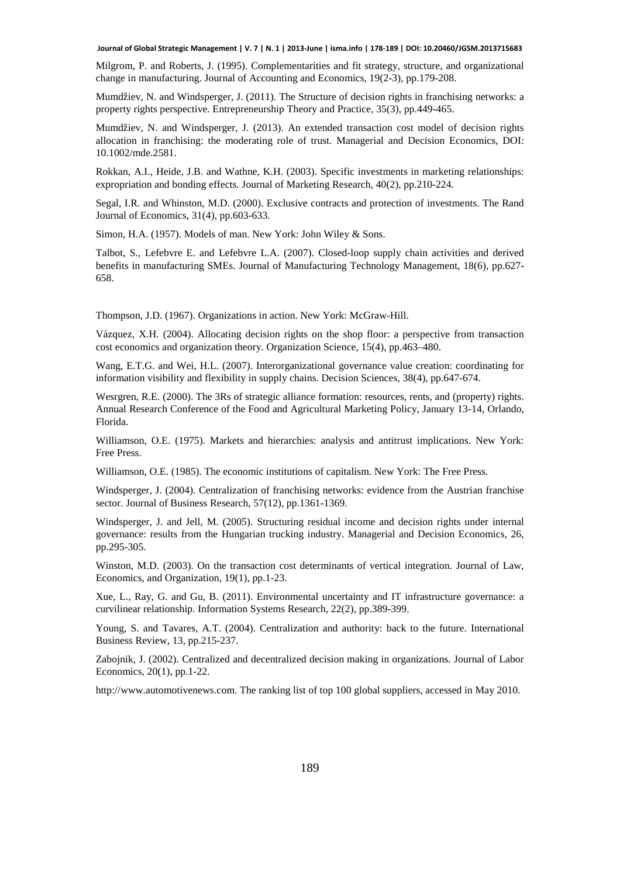Milgrom, P. and Roberts, J. (1995). Complementarities and fit strategy, structure, and organizational change in manufacturing. Journal of Accounting and Economics, 19(2-3), pp.179-208.

Mumdžiev, N. and Windsperger, J. (2011). The Structure of decision rights in franchising networks: a property rights perspective. Entrepreneurship Theory and Practice, 35(3), pp.449-465.

Mumdžiev, N. and Windsperger, J. (2013). An extended transaction cost model of decision rights allocation in franchising: the moderating role of trust. Managerial and Decision Economics, DOI: 10.1002/mde.2581.

Rokkan, A.I., Heide, J.B. and Wathne, K.H. (2003). Specific investments in marketing relationships: expropriation and bonding effects. Journal of Marketing Research, 40(2), pp.210-224.

Segal, I.R. and Whinston, M.D. (2000). Exclusive contracts and protection of investments. The Rand Journal of Economics, 31(4), pp.603-633.

Simon, H.A. (1957). Models of man. New York: John Wiley & Sons.

Talbot, S., Lefebvre E. and Lefebvre L.A. (2007). Closed-loop supply chain activities and derived benefits in manufacturing SMEs. Journal of Manufacturing Technology Management, 18(6), pp.627-658.

Thompson, J.D. (1967). Organizations in action. New York: McGraw-Hill.

Vázquez, X.H. (2004). Allocating decision rights on the shop floor: a perspective from transaction cost economics and organization theory. Organization Science, 15(4), pp.463–480.

Wang, E.T.G. and Wei, H.L. (2007). Interorganizational governance value creation: coordinating for information visibility and flexibility in supply chains. Decision Sciences, 38(4), pp.647-674.

Wesrgren, R.E. (2000). The 3Rs of strategic alliance formation: resources, rents, and (property) rights. Annual Research Conference of the Food and Agricultural Marketing Policy, January 13-14, Orlando, Florida.

Williamson, O.E. (1975). Markets and hierarchies: analysis and antitrust implications. New York: Free Press.

Williamson, O.E. (1985). The economic institutions of capitalism. New York: The Free Press.

Windsperger, J. (2004). Centralization of franchising networks: evidence from the Austrian franchise sector. Journal of Business Research, 57(12), pp.1361-1369.

Windsperger, J. and Jell, M. (2005). Structuring residual income and decision rights under internal governance: results from the Hungarian trucking industry. Managerial and Decision Economics, 26, pp.295-305.

Winston, M.D. (2003). On the transaction cost determinants of vertical integration. Journal of Law, Economics, and Organization, 19(1), pp.1-23.

Xue, L., Ray, G. and Gu, B. (2011). Environmental uncertainty and IT infrastructure governance: a curvilinear relationship. Information Systems Research, 22(2), pp.389-399.

Young, S. and Tavares, A.T. (2004). Centralization and authority: back to the future. International Business Review, 13, pp.215-237.

Zabojnik, J. (2002). Centralized and decentralized decision making in organizations. Journal of Labor Economics, 20(1), pp.1-22.

http://www.automotivenews.com. The ranking list of top 100 global suppliers, accessed in May 2010.